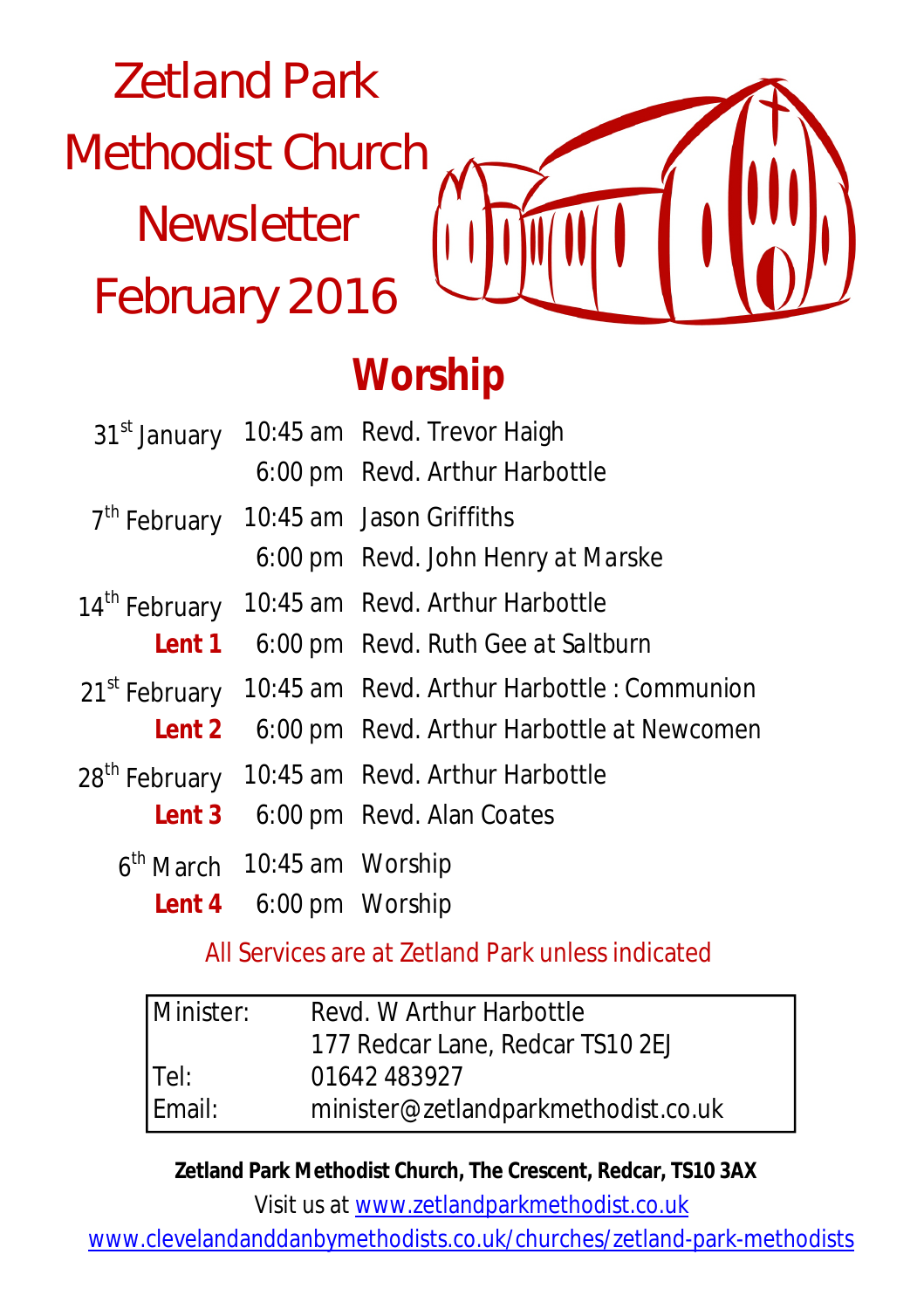# Zetland Park Methodist Church Newsletter February 2016

## Worship

| | | |
|---|---|---|
| 31st January | 10:45 am | Revd. Trevor Haigh |
| | 6:00 pm | Revd. Arthur Harbottle |
| 7th February | 10:45 am | Jason Griffiths |
| | 6:00 pm | Revd. John Henry *at Marske* |
| 14th February | 10:45 am | Revd. Arthur Harbottle |
| **Lent 1** | 6:00 pm | Revd. Ruth Gee *at Saltburn* |
| 21st February | 10:45 am | Revd. Arthur Harbottle : Communion |
| **Lent 2** | 6:00 pm | Revd. Arthur Harbottle *at Newcomen* |
| 28th February | 10:45 am | Revd. Arthur Harbottle |
| **Lent 3** | 6:00 pm | Revd. Alan Coates |
| 6th March | 10:45 am | Worship |
| **Lent 4** | 6:00 pm | Worship |

All Services are at Zetland Park unless indicated

| | |
|---|---|
| Minister: | Revd. W Arthur Harbottle |
| | 177 Redcar Lane, Redcar TS10 2EJ |
| Tel: | 01642 483927 |
| Email: | minister@zetlandparkmethodist.co.uk |

**Zetland Park Methodist Church, The Crescent, Redcar, TS10 3AX**

Visit us at www.zetlandparkmethodist.co.uk

www.clevelandanddanbymethodists.co.uk/churches/zetland-park-methodists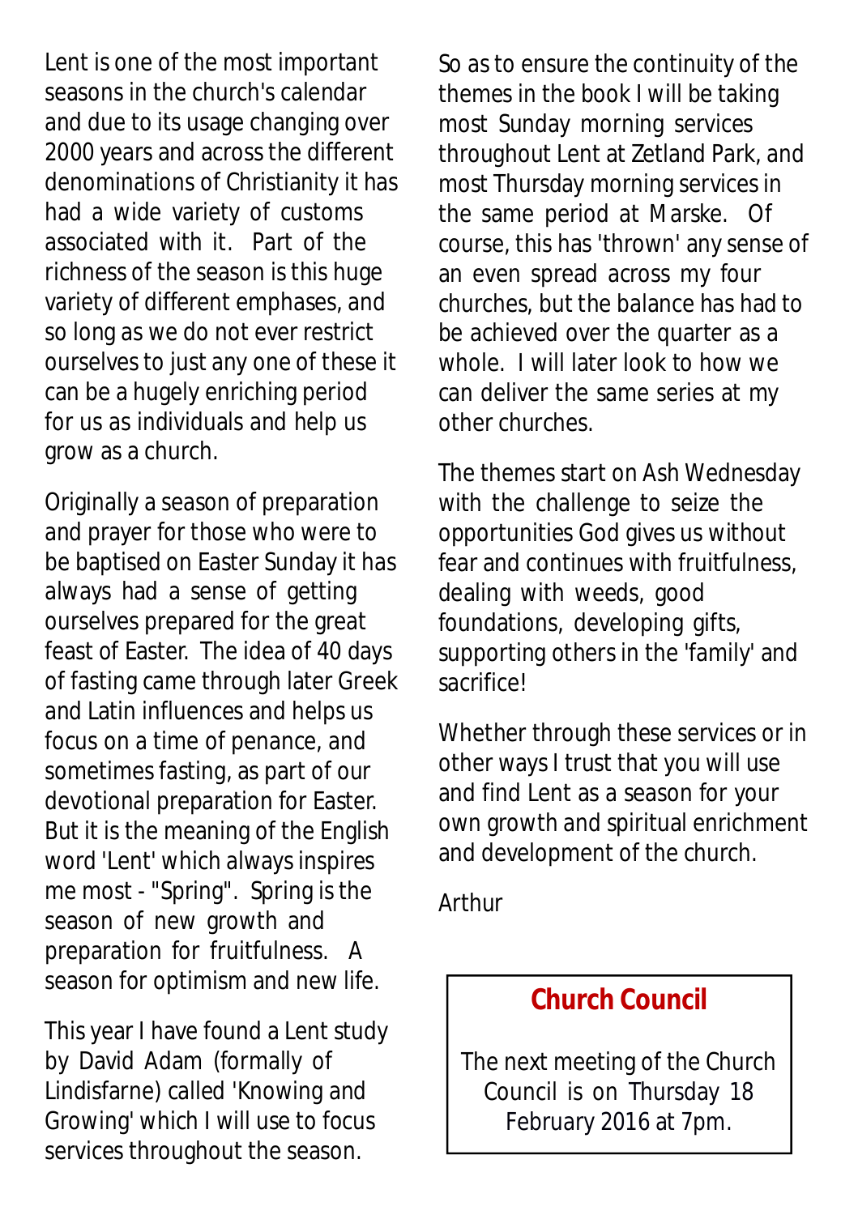Lent is one of the most important seasons in the church's calendar and due to its usage changing over 2000 years and across the different denominations of Christianity it has had a wide variety of customs associated with it. Part of the richness of the season is this huge variety of different emphases, and so long as we do not ever restrict ourselves to just any one of these it can be a hugely enriching period for us as individuals and help us grow as a church.

Originally a season of preparation and prayer for those who were to be baptised on Easter Sunday it has always had a sense of getting ourselves prepared for the great feast of Easter. The idea of 40 days of fasting came through later Greek and Latin influences and helps us focus on a time of penance, and sometimes fasting, as part of our devotional preparation for Easter. But it is the meaning of the English word 'Lent' which always inspires me most - "Spring". Spring is the season of new growth and preparation for fruitfulness. A season for optimism and new life.

This year I have found a Lent study by David Adam (formally of Lindisfarne) called 'Knowing and Growing' which I will use to focus services throughout the season.

So as to ensure the continuity of the themes in the book I will be taking most Sunday morning services throughout Lent at Zetland Park, and most Thursday morning services in the same period at Marske. Of course, this has 'thrown' any sense of an even spread across my four churches, but the balance has had to be achieved over the quarter as a whole. I will later look to how we can deliver the same series at my other churches.

The themes start on Ash Wednesday with the challenge to seize the opportunities God gives us without fear and continues with fruitfulness, dealing with weeds, good foundations, developing gifts, supporting others in the 'family' and sacrifice!

Whether through these services or in other ways I trust that you will use and find Lent as a season for your own growth and spiritual enrichment and development of the church.

Arthur

## Church Council

The next meeting of the Church Council is on Thursday 18 February 2016 at 7pm.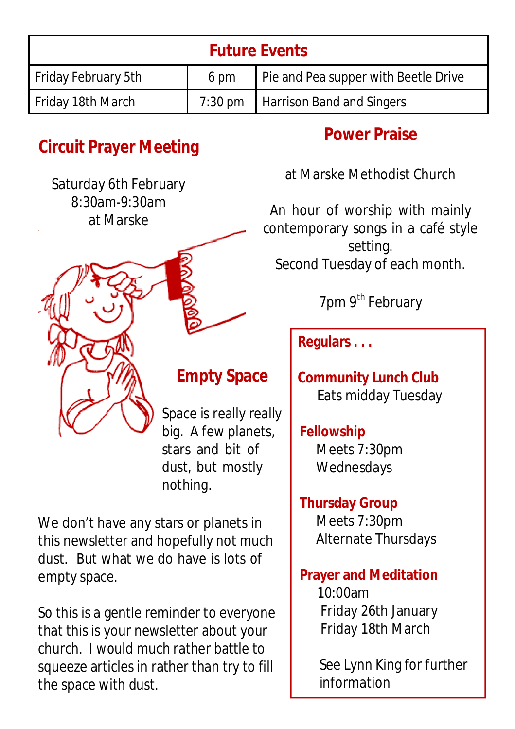| Future Events | | |
|---|---|---|
| Friday February 5th | 6 pm | Pie and Pea supper with Beetle Drive |
| Friday 18th March | 7:30 pm | Harrison Band and Singers |

## Circuit Prayer Meeting

Saturday 6th February
8:30am-9:30am
at Marske

## Empty Space

Space is really really big. A few planets, stars and bit of dust, but mostly nothing.

We don't have any stars or planets in this newsletter and hopefully not much dust. But what we do have is lots of empty space.

So this is a gentle reminder to everyone that this is your newsletter about your church. I would much rather battle to squeeze articles in rather than try to fill the space with dust.

## Power Praise

at Marske Methodist Church

An hour of worship with mainly contemporary songs in a café style setting.
Second Tuesday of each month.

7pm 9th February

### Regulars . . .

**Community Lunch Club**
Eats midday Tuesday

**Fellowship**
Meets 7:30pm
Wednesdays

**Thursday Group**
Meets 7:30pm
Alternate Thursdays

**Prayer and Meditation**
10:00am
Friday 26th January
Friday 18th March

See Lynn King for further information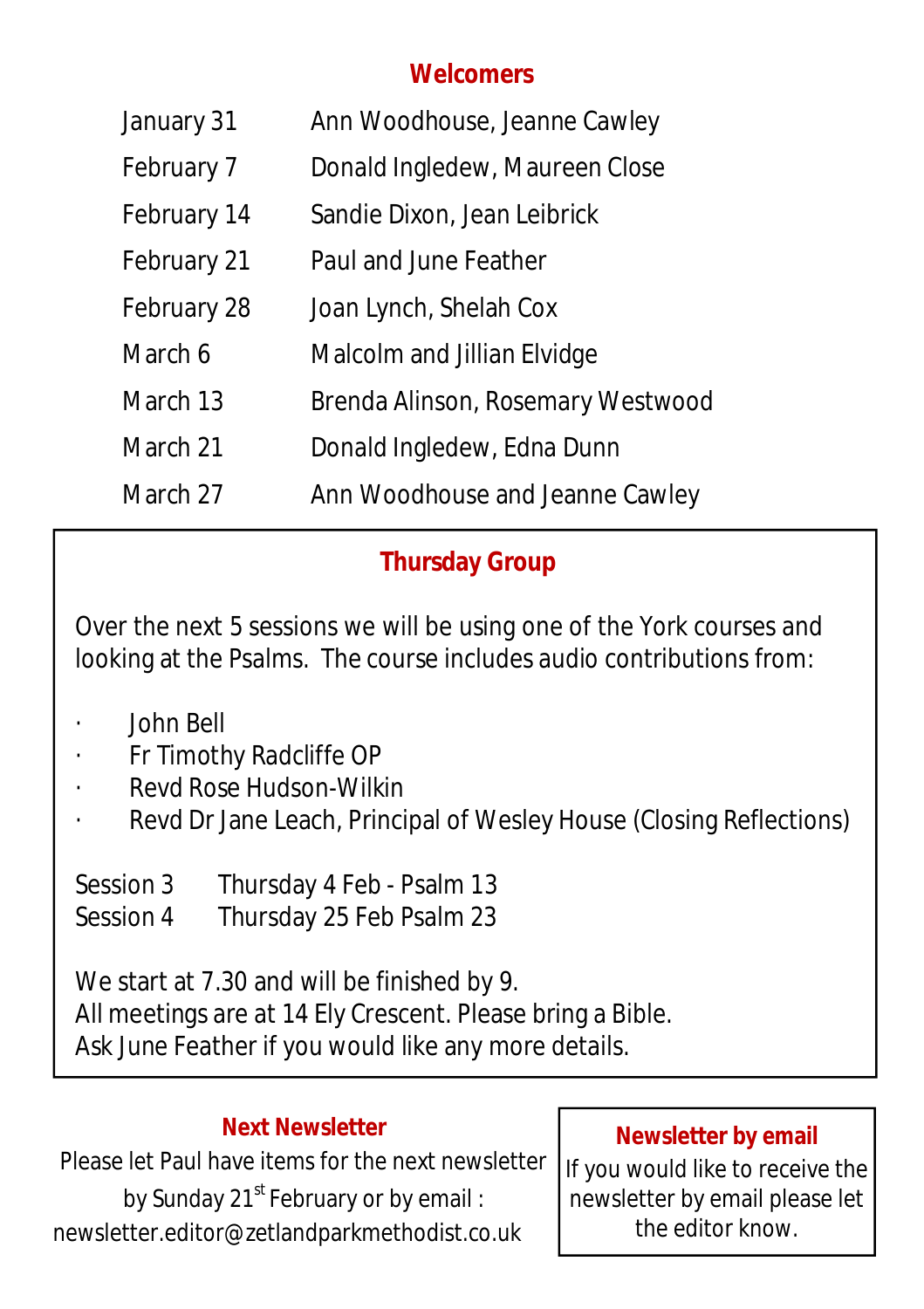## Welcomers

| | |
|---|---|
| January 31 | Ann Woodhouse, Jeanne Cawley |
| February 7 | Donald Ingledew, Maureen Close |
| February 14 | Sandie Dixon, Jean Leibrick |
| February 21 | Paul and June Feather |
| February 28 | Joan Lynch, Shelah Cox |
| March 6 | Malcolm and Jillian Elvidge |
| March 13 | Brenda Alinson, Rosemary Westwood |
| March 21 | Donald Ingledew, Edna Dunn |
| March 27 | Ann Woodhouse and Jeanne Cawley |

## Thursday Group

Over the next 5 sessions we will be using one of the York courses and looking at the Psalms. The course includes audio contributions from:

- John Bell
- Fr Timothy Radcliffe OP
- Revd Rose Hudson-Wilkin
- Revd Dr Jane Leach, Principal of Wesley House (Closing Reflections)

Session 3 Thursday 4 Feb - Psalm 13
Session 4 Thursday 25 Feb Psalm 23

We start at 7.30 and will be finished by 9.
All meetings are at 14 Ely Crescent. Please bring a Bible.
Ask June Feather if you would like any more details.

## Next Newsletter

Please let Paul have items for the next newsletter by Sunday 21st February or by email : newsletter.editor@zetlandparkmethodist.co.uk

## Newsletter by email

If you would like to receive the newsletter by email please let the editor know.